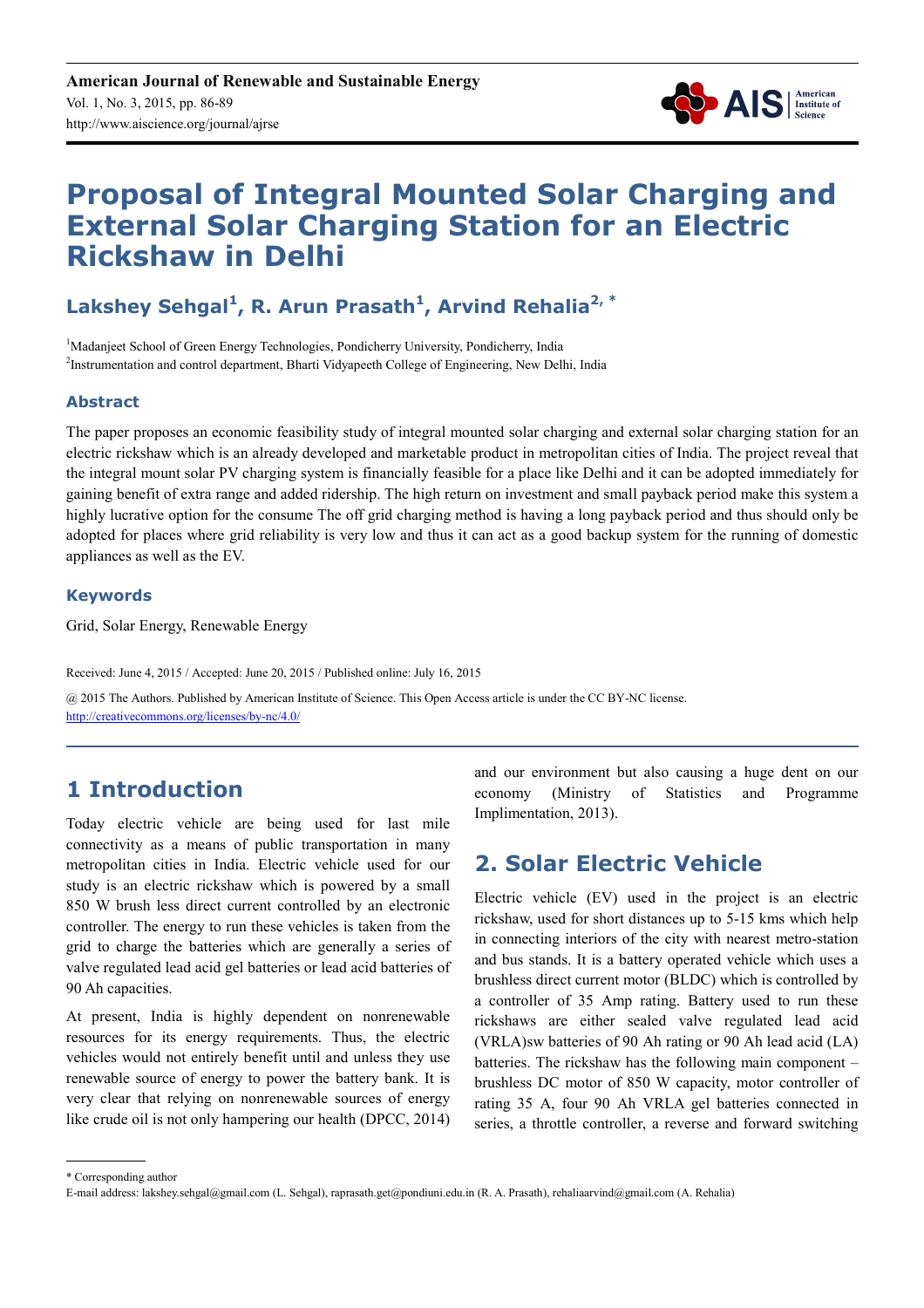# Proposal of Integral Mounted Solar Charging and External Solar Charging Station for an Electric Rickshaw in Delhi

**Lakshey Sehgal[1], R. Arun Prasath[1], Arvind Rehalia[2, *]**

[1]Madanjeet School of Green Energy Technologies, Pondicherry University, Pondicherry, India

[2]Instrumentation and control department, Bharti Vidyapeeth College of Engineering, New Delhi, India

## Abstract

The paper proposes an economic feasibility study of integral mounted solar charging and external solar charging station for an electric rickshaw which is an already developed and marketable product in metropolitan cities of India. The project reveal that the integral mount solar PV charging system is financially feasible for a place like Delhi and it can be adopted immediately for gaining benefit of extra range and added ridership. The high return on investment and small payback period make this system a highly lucrative option for the consume The off grid charging method is having a long payback period and thus should only be adopted for places where grid reliability is very low and thus it can act as a good backup system for the running of domestic appliances as well as the EV.

## Keywords

Grid, Solar Energy, Renewable Energy

Received: June 4, 2015 / Accepted: June 20, 2015 / Published online: July 16, 2015

@ 2015 The Authors. Published by American Institute of Science. This Open Access article is under the CC BY-NC license. http://creativecommons.org/licenses/by-nc/4.0/

## 1 Introduction

Today electric vehicle are being used for last mile connectivity as a means of public transportation in many metropolitan cities in India. Electric vehicle used for our study is an electric rickshaw which is powered by a small 850 W brush less direct current controlled by an electronic controller. The energy to run these vehicles is taken from the grid to charge the batteries which are generally a series of valve regulated lead acid gel batteries or lead acid batteries of 90 Ah capacities.

At present, India is highly dependent on nonrenewable resources for its energy requirements. Thus, the electric vehicles would not entirely benefit until and unless they use renewable source of energy to power the battery bank. It is very clear that relying on nonrenewable sources of energy like crude oil is not only hampering our health (DPCC, 2014) and our environment but also causing a huge dent on our economy (Ministry of Statistics and Programme Implimentation, 2013).

## 2. Solar Electric Vehicle

Electric vehicle (EV) used in the project is an electric rickshaw, used for short distances up to 5-15 kms which help in connecting interiors of the city with nearest metro-station and bus stands. It is a battery operated vehicle which uses a brushless direct current motor (BLDC) which is controlled by a controller of 35 Amp rating. Battery used to run these rickshaws are either sealed valve regulated lead acid (VRLA)sw batteries of 90 Ah rating or 90 Ah lead acid (LA) batteries. The rickshaw has the following main component – brushless DC motor of 850 W capacity, motor controller of rating 35 A, four 90 Ah VRLA gel batteries connected in series, a throttle controller, a reverse and forward switching

\* Corresponding author

E-mail address: lakshey.sehgal@gmail.com (L. Sehgal), raprasath.get@pondiuni.edu.in (R. A. Prasath), rehaliaarvind@gmail.com (A. Rehalia)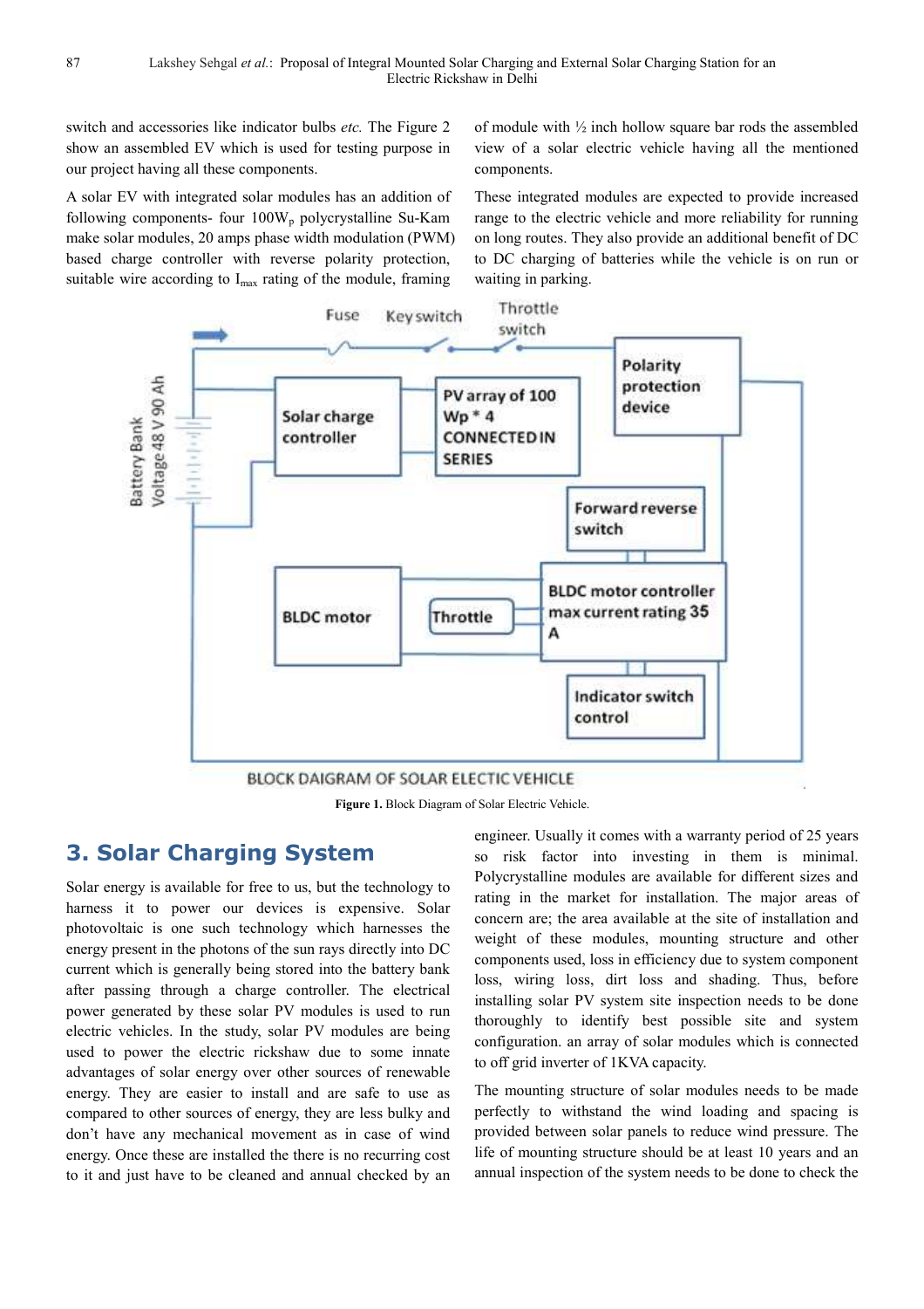switch and accessories like indicator bulbs *etc.* The Figure 2 show an assembled EV which is used for testing purpose in our project having all these components.

A solar EV with integrated solar modules has an addition of following components- four $100W_p$ polycrystalline Su-Kam make solar modules, 20 amps phase width modulation (PWM) based charge controller with reverse polarity protection, suitable wire according to $I_{max}$ rating of the module, framing of module with ½ inch hollow square bar rods the assembled view of a solar electric vehicle having all the mentioned components.

These integrated modules are expected to provide increased range to the electric vehicle and more reliability for running on long routes. They also provide an additional benefit of DC to DC charging of batteries while the vehicle is on run or waiting in parking.

**Figure 1.** Block Diagram of Solar Electric Vehicle.

## 3. Solar Charging System

Solar energy is available for free to us, but the technology to harness it to power our devices is expensive. Solar photovoltaic is one such technology which harnesses the energy present in the photons of the sun rays directly into DC current which is generally being stored into the battery bank after passing through a charge controller. The electrical power generated by these solar PV modules is used to run electric vehicles. In the study, solar PV modules are being used to power the electric rickshaw due to some innate advantages of solar energy over other sources of renewable energy. They are easier to install and are safe to use as compared to other sources of energy, they are less bulky and don't have any mechanical movement as in case of wind energy. Once these are installed the there is no recurring cost to it and just have to be cleaned and annual checked by an engineer. Usually it comes with a warranty period of 25 years so risk factor into investing in them is minimal. Polycrystalline modules are available for different sizes and rating in the market for installation. The major areas of concern are; the area available at the site of installation and weight of these modules, mounting structure and other components used, loss in efficiency due to system component loss, wiring loss, dirt loss and shading. Thus, before installing solar PV system site inspection needs to be done thoroughly to identify best possible site and system configuration. an array of solar modules which is connected to off grid inverter of 1KVA capacity.

The mounting structure of solar modules needs to be made perfectly to withstand the wind loading and spacing is provided between solar panels to reduce wind pressure. The life of mounting structure should be at least 10 years and an annual inspection of the system needs to be done to check the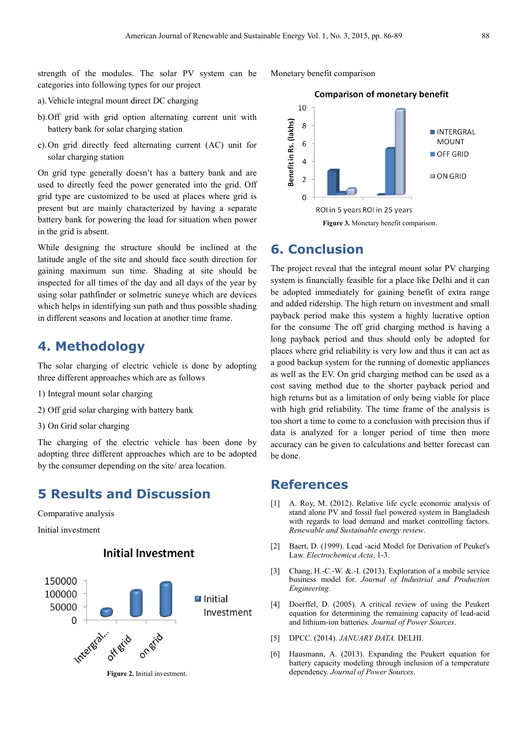strength of the modules. The solar PV system can be categories into following types for our project

a). Vehicle integral mount direct DC charging

b). Off grid with grid option alternating current unit with battery bank for solar charging station

c). On grid directly feed alternating current (AC) unit for solar charging station

On grid type generally doesn't has a battery bank and are used to directly feed the power generated into the grid. Off grid type are customized to be used at places where grid is present but are mainly characterized by having a separate battery bank for powering the load for situation when power in the grid is absent.

While designing the structure should be inclined at the latitude angle of the site and should face south direction for gaining maximum sun time. Shading at site should be inspected for all times of the day and all days of the year by using solar pathfinder or solmetric suneye which are devices which helps in identifying sun path and thus possible shading in different seasons and location at another time frame.

# 4. Methodology

The solar charging of electric vehicle is done by adopting three different approaches which are as follows

1) Integral mount solar charging

2) Off grid solar charging with battery bank

3) On Grid solar charging

The charging of the electric vehicle has been done by adopting three different approaches which are to be adopted by the consumer depending on the site/ area location.

# 5 Results and Discussion

Comparative analysis

Initial investment

**Figure 2.** Initial investment.

Monetary benefit comparison

**Figure 3.** Monetary benefit comparison.

# 6. Conclusion

The project reveal that the integral mount solar PV charging system is financially feasible for a place like Delhi and it can be adopted immediately for gaining benefit of extra range and added ridership. The high return on investment and small payback period make this system a highly lucrative option for the consume The off grid charging method is having a long payback period and thus should only be adopted for places where grid reliability is very low and thus it can act as a good backup system for the running of domestic appliances as well as the EV. On grid charging method can be used as a cost saving method due to the shorter payback period and high returns but as a limitation of only being viable for place with high grid reliability. The time frame of the analysis is too short a time to come to a conclusion with precision thus if data is analyzed for a longer period of time then more accuracy can be given to calculations and better forecast can be done.

# References

[1] A. Roy, M. (2012). Relative life cycle economic analysis of stand alone PV and fossil fuel powered system in Bangladesh with regards to load demand and market controlling factors. *Renewable and Sustainable energy review.*

[2] Baert, D. (1999). Lead -acid Model for Derivation of Peuket's Law. *Electrochemica Acta*, 1-3.

[3] Chang, H.-C.-W. &.-I. (2013). Exploration of a mobile service business model for. *Journal of Industrial and Production Engineering*.

[4] Doerffel, D. (2005). A critical review of using the Peukert equation for determining the remaining capacity of lead-acid and lithium-ion batteries. *Journal of Power Sources*.

[5] DPCC. (2014). *JANUARY DATA.* DELHI.

[6] Hausmann, A. (2013). Expanding the Peukert equation for battery capacity modeling through inclusion of a temperature dependency. *Journal of Power Sources*.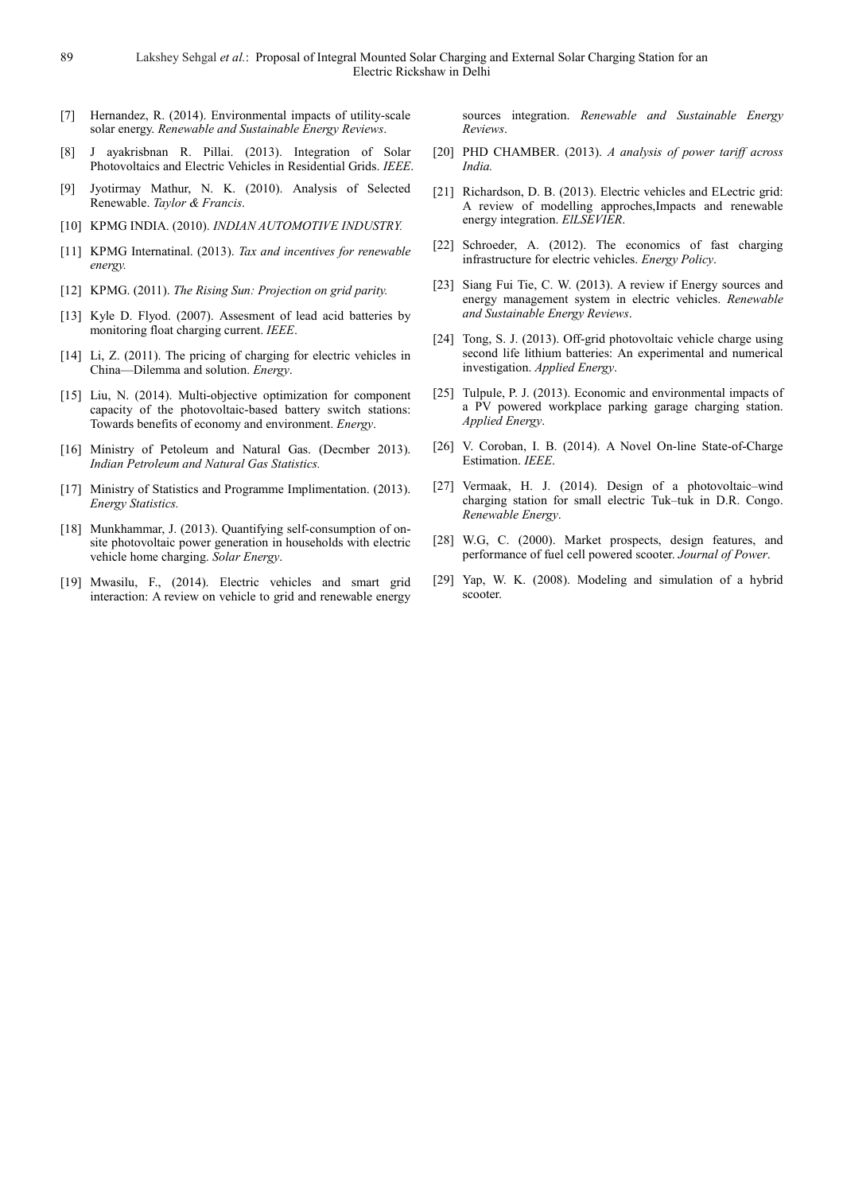[7] Hernandez, R. (2014). Environmental impacts of utility-scale solar energy. *Renewable and Sustainable Energy Reviews*.

[8] J ayakrisbnan R. Pillai. (2013). Integration of Solar Photovoltaics and Electric Vehicles in Residential Grids. *IEEE*.

[9] Jyotirmay Mathur, N. K. (2010). Analysis of Selected Renewable. *Taylor & Francis*.

[10] KPMG INDIA. (2010). *INDIAN AUTOMOTIVE INDUSTRY.*

[11] KPMG Internatinal. (2013). *Tax and incentives for renewable energy.*

[12] KPMG. (2011). *The Rising Sun: Projection on grid parity.*

[13] Kyle D. Flyod. (2007). Assesment of lead acid batteries by monitoring float charging current. *IEEE*.

[14] Li, Z. (2011). The pricing of charging for electric vehicles in China—Dilemma and solution. *Energy*.

[15] Liu, N. (2014). Multi-objective optimization for component capacity of the photovoltaic-based battery switch stations: Towards benefits of economy and environment. *Energy*.

[16] Ministry of Petoleum and Natural Gas. (Decmber 2013). *Indian Petroleum and Natural Gas Statistics.*

[17] Ministry of Statistics and Programme Implimentation. (2013). *Energy Statistics.*

[18] Munkhammar, J. (2013). Quantifying self-consumption of on-site photovoltaic power generation in households with electric vehicle home charging. *Solar Energy*.

[19] Mwasilu, F., (2014). Electric vehicles and smart grid interaction: A review on vehicle to grid and renewable energy sources integration. *Renewable and Sustainable Energy Reviews*.

[20] PHD CHAMBER. (2013). *A analysis of power tariff across India.*

[21] Richardson, D. B. (2013). Electric vehicles and ELectric grid: A review of modelling approches,Impacts and renewable energy integration. *ElLSEVIER*.

[22] Schroeder, A. (2012). The economics of fast charging infrastructure for electric vehicles. *Energy Policy*.

[23] Siang Fui Tie, C. W. (2013). A review if Energy sources and energy management system in electric vehicles. *Renewable and Sustainable Energy Reviews*.

[24] Tong, S. J. (2013). Off-grid photovoltaic vehicle charge using second life lithium batteries: An experimental and numerical investigation. *Applied Energy*.

[25] Tulpule, P. J. (2013). Economic and environmental impacts of a PV powered workplace parking garage charging station. *Applied Energy*.

[26] V. Coroban, I. B. (2014). A Novel On-line State-of-Charge Estimation. *IEEE*.

[27] Vermaak, H. J. (2014). Design of a photovoltaic–wind charging station for small electric Tuk–tuk in D.R. Congo. *Renewable Energy*.

[28] W.G, C. (2000). Market prospects, design features, and performance of fuel cell powered scooter. *Journal of Power*.

[29] Yap, W. K. (2008). Modeling and simulation of a hybrid scooter.